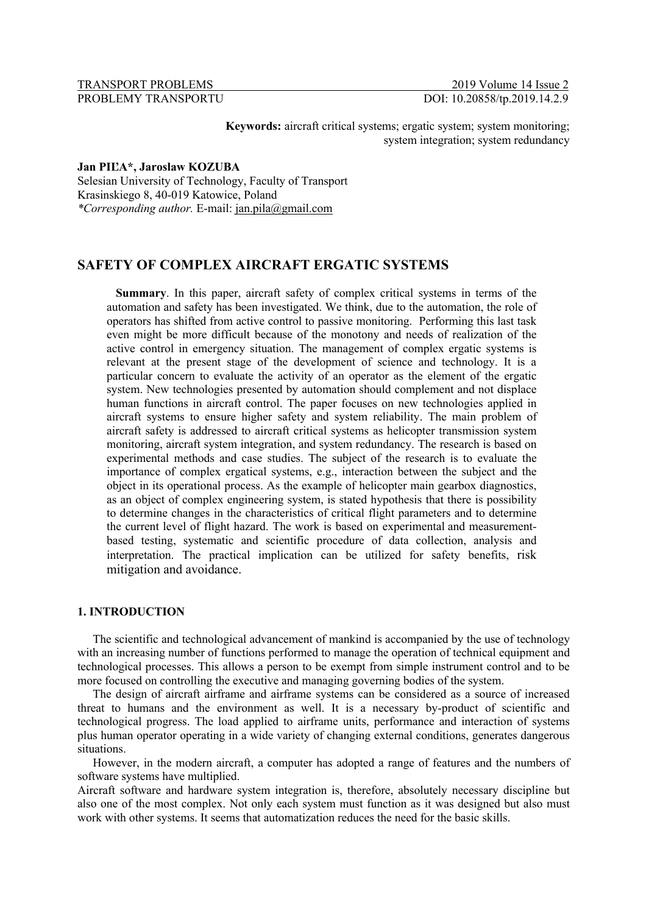**Keywords:** aircraft critical systems; ergatic system; system monitoring; system integration; system redundancy

**Jan PIĽA\*, Jaroslaw KOZUBA**
Selesian University of Technology, Faculty of Transport
Krasinskiego 8, 40-019 Katowice, Poland
*\*Corresponding author.* E-mail: jan.pila@gmail.com

# SAFETY OF COMPLEX AIRCRAFT ERGATIC SYSTEMS

**Summary**. In this paper, aircraft safety of complex critical systems in terms of the automation and safety has been investigated. We think, due to the automation, the role of operators has shifted from active control to passive monitoring. Performing this last task even might be more difficult because of the monotony and needs of realization of the active control in emergency situation. The management of complex ergatic systems is relevant at the present stage of the development of science and technology. It is a particular concern to evaluate the activity of an operator as the element of the ergatic system. New technologies presented by automation should complement and not displace human functions in aircraft control. The paper focuses on new technologies applied in aircraft systems to ensure higher safety and system reliability. The main problem of aircraft safety is addressed to aircraft critical systems as helicopter transmission system monitoring, aircraft system integration, and system redundancy. The research is based on experimental methods and case studies. The subject of the research is to evaluate the importance of complex ergatical systems, e.g., interaction between the subject and the object in its operational process. As the example of helicopter main gearbox diagnostics, as an object of complex engineering system, is stated hypothesis that there is possibility to determine changes in the characteristics of critical flight parameters and to determine the current level of flight hazard. The work is based on experimental and measurement-based testing, systematic and scientific procedure of data collection, analysis and interpretation. The practical implication can be utilized for safety benefits, risk mitigation and avoidance.

## 1. INTRODUCTION

The scientific and technological advancement of mankind is accompanied by the use of technology with an increasing number of functions performed to manage the operation of technical equipment and technological processes. This allows a person to be exempt from simple instrument control and to be more focused on controlling the executive and managing governing bodies of the system.

The design of aircraft airframe and airframe systems can be considered as a source of increased threat to humans and the environment as well. It is a necessary by-product of scientific and technological progress. The load applied to airframe units, performance and interaction of systems plus human operator operating in a wide variety of changing external conditions, generates dangerous situations.

However, in the modern aircraft, a computer has adopted a range of features and the numbers of software systems have multiplied.

Aircraft software and hardware system integration is, therefore, absolutely necessary discipline but also one of the most complex. Not only each system must function as it was designed but also must work with other systems. It seems that automatization reduces the need for the basic skills.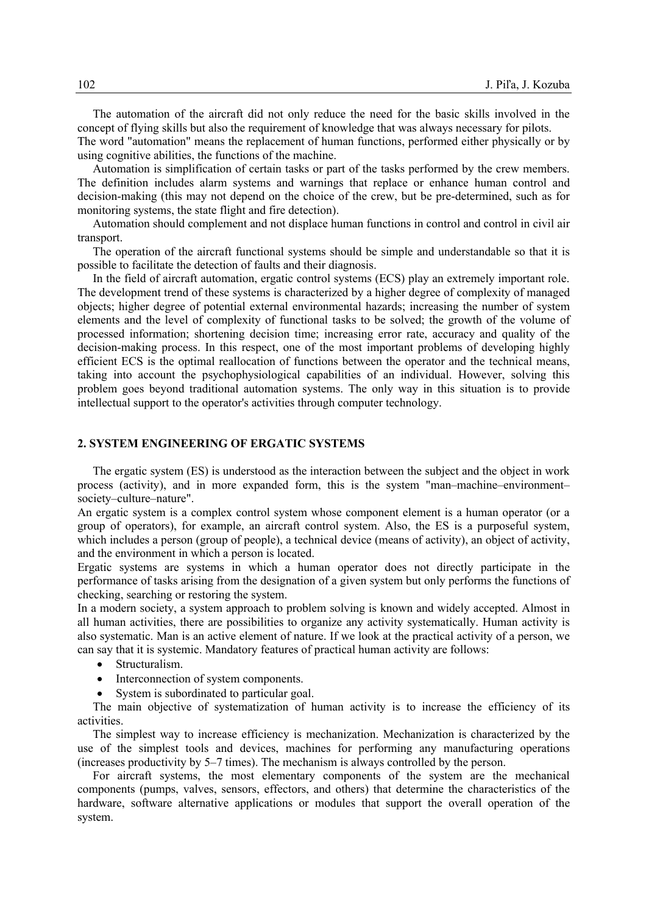The automation of the aircraft did not only reduce the need for the basic skills involved in the concept of flying skills but also the requirement of knowledge that was always necessary for pilots. The word "automation" means the replacement of human functions, performed either physically or by using cognitive abilities, the functions of the machine.

Automation is simplification of certain tasks or part of the tasks performed by the crew members. The definition includes alarm systems and warnings that replace or enhance human control and decision-making (this may not depend on the choice of the crew, but be pre-determined, such as for monitoring systems, the state flight and fire detection).

Automation should complement and not displace human functions in control and control in civil air transport.

The operation of the aircraft functional systems should be simple and understandable so that it is possible to facilitate the detection of faults and their diagnosis.

In the field of aircraft automation, ergatic control systems (ECS) play an extremely important role. The development trend of these systems is characterized by a higher degree of complexity of managed objects; higher degree of potential external environmental hazards; increasing the number of system elements and the level of complexity of functional tasks to be solved; the growth of the volume of processed information; shortening decision time; increasing error rate, accuracy and quality of the decision-making process. In this respect, one of the most important problems of developing highly efficient ECS is the optimal reallocation of functions between the operator and the technical means, taking into account the psychophysiological capabilities of an individual. However, solving this problem goes beyond traditional automation systems. The only way in this situation is to provide intellectual support to the operator's activities through computer technology.

## 2. SYSTEM ENGINEERING OF ERGATIC SYSTEMS

The ergatic system (ES) is understood as the interaction between the subject and the object in work process (activity), and in more expanded form, this is the system "man–machine–environment–society–culture–nature".

An ergatic system is a complex control system whose component element is a human operator (or a group of operators), for example, an aircraft control system. Also, the ES is a purposeful system, which includes a person (group of people), a technical device (means of activity), an object of activity, and the environment in which a person is located.

Ergatic systems are systems in which a human operator does not directly participate in the performance of tasks arising from the designation of a given system but only performs the functions of checking, searching or restoring the system.

In a modern society, a system approach to problem solving is known and widely accepted. Almost in all human activities, there are possibilities to organize any activity systematically. Human activity is also systematic. Man is an active element of nature. If we look at the practical activity of a person, we can say that it is systemic. Mandatory features of practical human activity are follows:

- Structuralism.
- Interconnection of system components.
- System is subordinated to particular goal.

The main objective of systematization of human activity is to increase the efficiency of its activities.

The simplest way to increase efficiency is mechanization. Mechanization is characterized by the use of the simplest tools and devices, machines for performing any manufacturing operations (increases productivity by 5–7 times). The mechanism is always controlled by the person.

For aircraft systems, the most elementary components of the system are the mechanical components (pumps, valves, sensors, effectors, and others) that determine the characteristics of the hardware, software alternative applications or modules that support the overall operation of the system.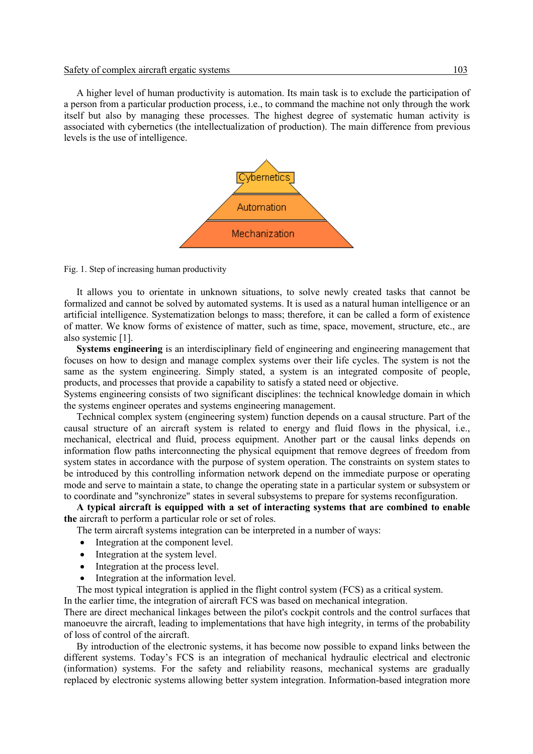A higher level of human productivity is automation. Its main task is to exclude the participation of a person from a particular production process, i.e., to command the machine not only through the work itself but also by managing these processes. The highest degree of systematic human activity is associated with cybernetics (the intellectualization of production). The main difference from previous levels is the use of intelligence.

Fig. 1. Step of increasing human productivity

It allows you to orientate in unknown situations, to solve newly created tasks that cannot be formalized and cannot be solved by automated systems. It is used as a natural human intelligence or an artificial intelligence. Systematization belongs to mass; therefore, it can be called a form of existence of matter. We know forms of existence of matter, such as time, space, movement, structure, etc., are also systemic [1].

**Systems engineering** is an interdisciplinary field of engineering and engineering management that focuses on how to design and manage complex systems over their life cycles. The system is not the same as the system engineering. Simply stated, a system is an integrated composite of people, products, and processes that provide a capability to satisfy a stated need or objective.
Systems engineering consists of two significant disciplines: the technical knowledge domain in which the systems engineer operates and systems engineering management.

Technical complex system (engineering system) function depends on a causal structure. Part of the causal structure of an aircraft system is related to energy and fluid flows in the physical, i.e., mechanical, electrical and fluid, process equipment. Another part or the causal links depends on information flow paths interconnecting the physical equipment that remove degrees of freedom from system states in accordance with the purpose of system operation. The constraints on system states to be introduced by this controlling information network depend on the immediate purpose or operating mode and serve to maintain a state, to change the operating state in a particular system or subsystem or to coordinate and "synchronize" states in several subsystems to prepare for systems reconfiguration.

**A typical aircraft is equipped with a set of interacting systems that are combined to enable the** aircraft to perform a particular role or set of roles.

The term aircraft systems integration can be interpreted in a number of ways:

- Integration at the component level.
- Integration at the system level.
- Integration at the process level.
- Integration at the information level.

The most typical integration is applied in the flight control system (FCS) as a critical system.
In the earlier time, the integration of aircraft FCS was based on mechanical integration.
There are direct mechanical linkages between the pilot's cockpit controls and the control surfaces that manoeuvre the aircraft, leading to implementations that have high integrity, in terms of the probability of loss of control of the aircraft.

By introduction of the electronic systems, it has become now possible to expand links between the different systems. Today's FCS is an integration of mechanical hydraulic electrical and electronic (information) systems. For the safety and reliability reasons, mechanical systems are gradually replaced by electronic systems allowing better system integration. Information-based integration more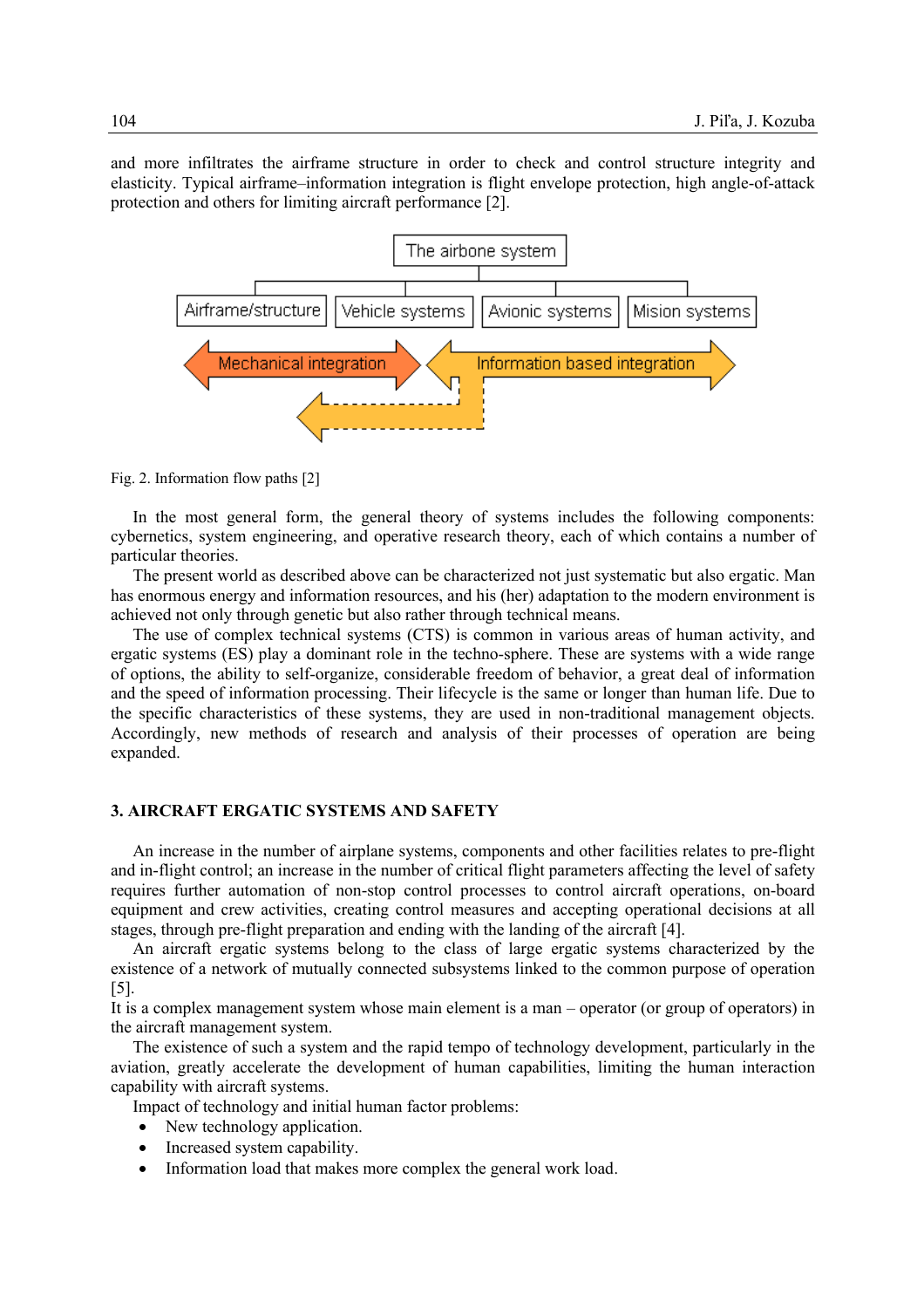and more infiltrates the airframe structure in order to check and control structure integrity and elasticity. Typical airframe–information integration is flight envelope protection, high angle-of-attack protection and others for limiting aircraft performance [2].

Fig. 2. Information flow paths [2]

In the most general form, the general theory of systems includes the following components: cybernetics, system engineering, and operative research theory, each of which contains a number of particular theories.

The present world as described above can be characterized not just systematic but also ergatic. Man has enormous energy and information resources, and his (her) adaptation to the modern environment is achieved not only through genetic but also rather through technical means.

The use of complex technical systems (CTS) is common in various areas of human activity, and ergatic systems (ES) play a dominant role in the techno-sphere. These are systems with a wide range of options, the ability to self-organize, considerable freedom of behavior, a great deal of information and the speed of information processing. Their lifecycle is the same or longer than human life. Due to the specific characteristics of these systems, they are used in non-traditional management objects. Accordingly, new methods of research and analysis of their processes of operation are being expanded.

## 3. AIRCRAFT ERGATIC SYSTEMS AND SAFETY

An increase in the number of airplane systems, components and other facilities relates to pre-flight and in-flight control; an increase in the number of critical flight parameters affecting the level of safety requires further automation of non-stop control processes to control aircraft operations, on-board equipment and crew activities, creating control measures and accepting operational decisions at all stages, through pre-flight preparation and ending with the landing of the aircraft [4].

An aircraft ergatic systems belong to the class of large ergatic systems characterized by the existence of a network of mutually connected subsystems linked to the common purpose of operation [5].

It is a complex management system whose main element is a man – operator (or group of operators) in the aircraft management system.

The existence of such a system and the rapid tempo of technology development, particularly in the aviation, greatly accelerate the development of human capabilities, limiting the human interaction capability with aircraft systems.

Impact of technology and initial human factor problems:

- New technology application.
- Increased system capability.
- Information load that makes more complex the general work load.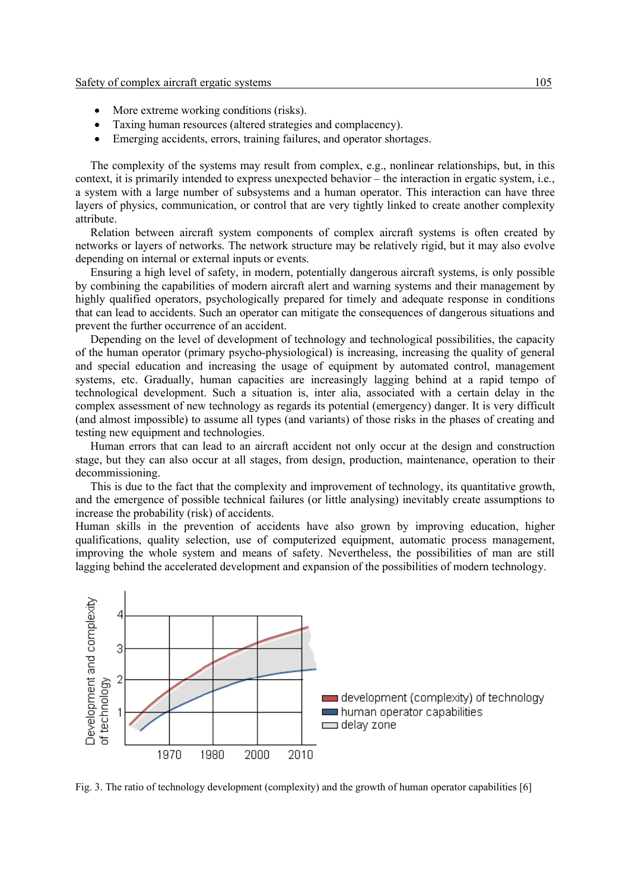- More extreme working conditions (risks).
- Taxing human resources (altered strategies and complacency).
- Emerging accidents, errors, training failures, and operator shortages.

The complexity of the systems may result from complex, e.g., nonlinear relationships, but, in this context, it is primarily intended to express unexpected behavior – the interaction in ergatic system, i.e., a system with a large number of subsystems and a human operator. This interaction can have three layers of physics, communication, or control that are very tightly linked to create another complexity attribute.

Relation between aircraft system components of complex aircraft systems is often created by networks or layers of networks. The network structure may be relatively rigid, but it may also evolve depending on internal or external inputs or events.

Ensuring a high level of safety, in modern, potentially dangerous aircraft systems, is only possible by combining the capabilities of modern aircraft alert and warning systems and their management by highly qualified operators, psychologically prepared for timely and adequate response in conditions that can lead to accidents. Such an operator can mitigate the consequences of dangerous situations and prevent the further occurrence of an accident.

Depending on the level of development of technology and technological possibilities, the capacity of the human operator (primary psycho-physiological) is increasing, increasing the quality of general and special education and increasing the usage of equipment by automated control, management systems, etc. Gradually, human capacities are increasingly lagging behind at a rapid tempo of technological development. Such a situation is, inter alia, associated with a certain delay in the complex assessment of new technology as regards its potential (emergency) danger. It is very difficult (and almost impossible) to assume all types (and variants) of those risks in the phases of creating and testing new equipment and technologies.

Human errors that can lead to an aircraft accident not only occur at the design and construction stage, but they can also occur at all stages, from design, production, maintenance, operation to their decommissioning.

This is due to the fact that the complexity and improvement of technology, its quantitative growth, and the emergence of possible technical failures (or little analysing) inevitably create assumptions to increase the probability (risk) of accidents.

Human skills in the prevention of accidents have also grown by improving education, higher qualifications, quality selection, use of computerized equipment, automatic process management, improving the whole system and means of safety. Nevertheless, the possibilities of man are still lagging behind the accelerated development and expansion of the possibilities of modern technology.

Fig. 3. The ratio of technology development (complexity) and the growth of human operator capabilities [6]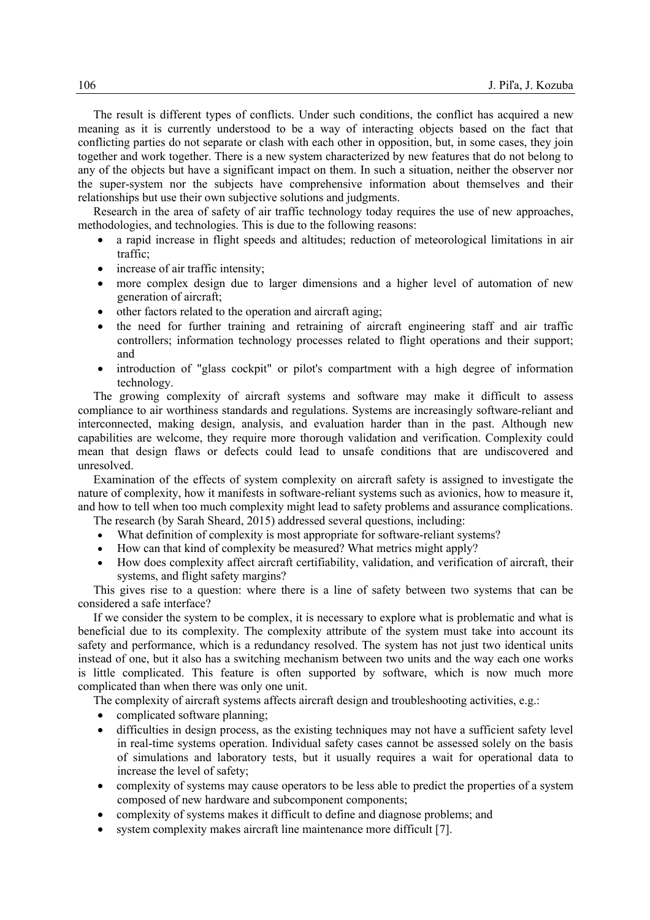The result is different types of conflicts. Under such conditions, the conflict has acquired a new meaning as it is currently understood to be a way of interacting objects based on the fact that conflicting parties do not separate or clash with each other in opposition, but, in some cases, they join together and work together. There is a new system characterized by new features that do not belong to any of the objects but have a significant impact on them. In such a situation, neither the observer nor the super-system nor the subjects have comprehensive information about themselves and their relationships but use their own subjective solutions and judgments.

Research in the area of safety of air traffic technology today requires the use of new approaches, methodologies, and technologies. This is due to the following reasons:

- a rapid increase in flight speeds and altitudes; reduction of meteorological limitations in air traffic;
- increase of air traffic intensity;
- more complex design due to larger dimensions and a higher level of automation of new generation of aircraft;
- other factors related to the operation and aircraft aging;
- the need for further training and retraining of aircraft engineering staff and air traffic controllers; information technology processes related to flight operations and their support; and
- introduction of "glass cockpit" or pilot's compartment with a high degree of information technology.

The growing complexity of aircraft systems and software may make it difficult to assess compliance to air worthiness standards and regulations. Systems are increasingly software-reliant and interconnected, making design, analysis, and evaluation harder than in the past. Although new capabilities are welcome, they require more thorough validation and verification. Complexity could mean that design flaws or defects could lead to unsafe conditions that are undiscovered and unresolved.

Examination of the effects of system complexity on aircraft safety is assigned to investigate the nature of complexity, how it manifests in software-reliant systems such as avionics, how to measure it, and how to tell when too much complexity might lead to safety problems and assurance complications.

The research (by Sarah Sheard, 2015) addressed several questions, including:

- What definition of complexity is most appropriate for software-reliant systems?
- How can that kind of complexity be measured? What metrics might apply?
- How does complexity affect aircraft certifiability, validation, and verification of aircraft, their systems, and flight safety margins?

This gives rise to a question: where there is a line of safety between two systems that can be considered a safe interface?

If we consider the system to be complex, it is necessary to explore what is problematic and what is beneficial due to its complexity. The complexity attribute of the system must take into account its safety and performance, which is a redundancy resolved. The system has not just two identical units instead of one, but it also has a switching mechanism between two units and the way each one works is little complicated. This feature is often supported by software, which is now much more complicated than when there was only one unit.

The complexity of aircraft systems affects aircraft design and troubleshooting activities, e.g.:

- complicated software planning;
- difficulties in design process, as the existing techniques may not have a sufficient safety level in real-time systems operation. Individual safety cases cannot be assessed solely on the basis of simulations and laboratory tests, but it usually requires a wait for operational data to increase the level of safety;
- complexity of systems may cause operators to be less able to predict the properties of a system composed of new hardware and subcomponent components;
- complexity of systems makes it difficult to define and diagnose problems; and
- system complexity makes aircraft line maintenance more difficult [7].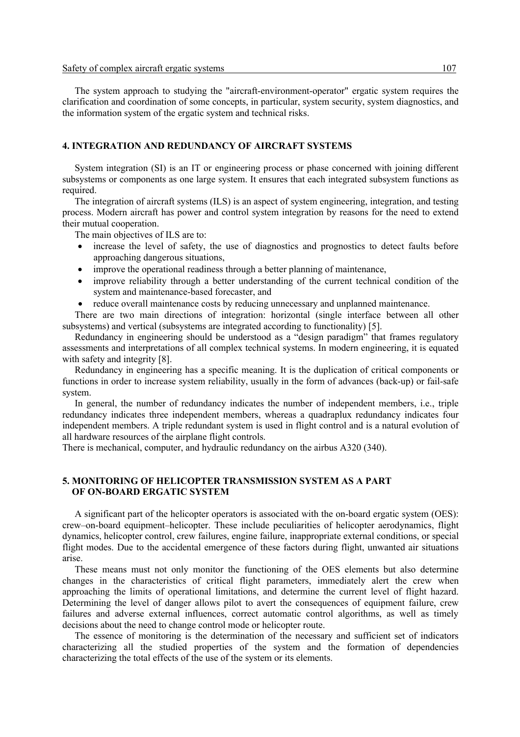The system approach to studying the "aircraft-environment-operator" ergatic system requires the clarification and coordination of some concepts, in particular, system security, system diagnostics, and the information system of the ergatic system and technical risks.

## 4. INTEGRATION AND REDUNDANCY OF AIRCRAFT SYSTEMS

System integration (SI) is an IT or engineering process or phase concerned with joining different subsystems or components as one large system. It ensures that each integrated subsystem functions as required.

The integration of aircraft systems (ILS) is an aspect of system engineering, integration, and testing process. Modern aircraft has power and control system integration by reasons for the need to extend their mutual cooperation.

The main objectives of ILS are to:

- increase the level of safety, the use of diagnostics and prognostics to detect faults before approaching dangerous situations,
- improve the operational readiness through a better planning of maintenance,
- improve reliability through a better understanding of the current technical condition of the system and maintenance-based forecaster, and
- reduce overall maintenance costs by reducing unnecessary and unplanned maintenance.

There are two main directions of integration: horizontal (single interface between all other subsystems) and vertical (subsystems are integrated according to functionality) [5].

Redundancy in engineering should be understood as a "design paradigm" that frames regulatory assessments and interpretations of all complex technical systems. In modern engineering, it is equated with safety and integrity [8].

Redundancy in engineering has a specific meaning. It is the duplication of critical components or functions in order to increase system reliability, usually in the form of advances (back-up) or fail-safe system.

In general, the number of redundancy indicates the number of independent members, i.e., triple redundancy indicates three independent members, whereas a quadraplux redundancy indicates four independent members. A triple redundant system is used in flight control and is a natural evolution of all hardware resources of the airplane flight controls.

There is mechanical, computer, and hydraulic redundancy on the airbus A320 (340).

## 5. MONITORING OF HELICOPTER TRANSMISSION SYSTEM AS A PART OF ON-BOARD ERGATIC SYSTEM

A significant part of the helicopter operators is associated with the on-board ergatic system (OES): crew–on-board equipment–helicopter. These include peculiarities of helicopter aerodynamics, flight dynamics, helicopter control, crew failures, engine failure, inappropriate external conditions, or special flight modes. Due to the accidental emergence of these factors during flight, unwanted air situations arise.

These means must not only monitor the functioning of the OES elements but also determine changes in the characteristics of critical flight parameters, immediately alert the crew when approaching the limits of operational limitations, and determine the current level of flight hazard. Determining the level of danger allows pilot to avert the consequences of equipment failure, crew failures and adverse external influences, correct automatic control algorithms, as well as timely decisions about the need to change control mode or helicopter route.

The essence of monitoring is the determination of the necessary and sufficient set of indicators characterizing all the studied properties of the system and the formation of dependencies characterizing the total effects of the use of the system or its elements.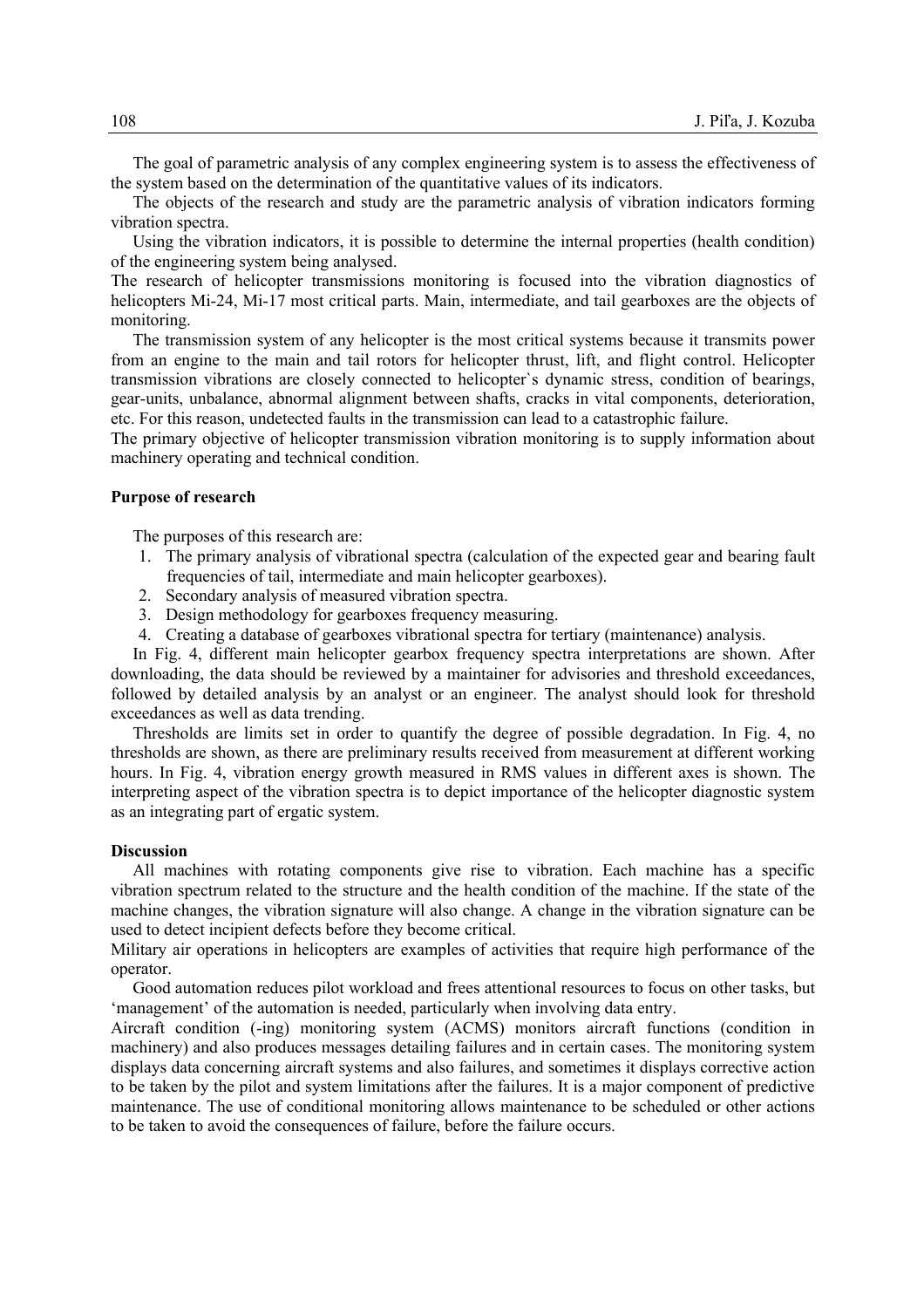The goal of parametric analysis of any complex engineering system is to assess the effectiveness of the system based on the determination of the quantitative values of its indicators.

The objects of the research and study are the parametric analysis of vibration indicators forming vibration spectra.

Using the vibration indicators, it is possible to determine the internal properties (health condition) of the engineering system being analysed.

The research of helicopter transmissions monitoring is focused into the vibration diagnostics of helicopters Mi-24, Mi-17 most critical parts. Main, intermediate, and tail gearboxes are the objects of monitoring.

The transmission system of any helicopter is the most critical systems because it transmits power from an engine to the main and tail rotors for helicopter thrust, lift, and flight control. Helicopter transmission vibrations are closely connected to helicopter`s dynamic stress, condition of bearings, gear-units, unbalance, abnormal alignment between shafts, cracks in vital components, deterioration, etc. For this reason, undetected faults in the transmission can lead to a catastrophic failure.

The primary objective of helicopter transmission vibration monitoring is to supply information about machinery operating and technical condition.

**Purpose of research**

The purposes of this research are:

1. The primary analysis of vibrational spectra (calculation of the expected gear and bearing fault frequencies of tail, intermediate and main helicopter gearboxes).
2. Secondary analysis of measured vibration spectra.
3. Design methodology for gearboxes frequency measuring.
4. Creating a database of gearboxes vibrational spectra for tertiary (maintenance) analysis.

In Fig. 4, different main helicopter gearbox frequency spectra interpretations are shown. After downloading, the data should be reviewed by a maintainer for advisories and threshold exceedances, followed by detailed analysis by an analyst or an engineer. The analyst should look for threshold exceedances as well as data trending.

Thresholds are limits set in order to quantify the degree of possible degradation. In Fig. 4, no thresholds are shown, as there are preliminary results received from measurement at different working hours. In Fig. 4, vibration energy growth measured in RMS values in different axes is shown. The interpreting aspect of the vibration spectra is to depict importance of the helicopter diagnostic system as an integrating part of ergatic system.

**Discussion**

All machines with rotating components give rise to vibration. Each machine has a specific vibration spectrum related to the structure and the health condition of the machine. If the state of the machine changes, the vibration signature will also change. A change in the vibration signature can be used to detect incipient defects before they become critical.

Military air operations in helicopters are examples of activities that require high performance of the operator.

Good automation reduces pilot workload and frees attentional resources to focus on other tasks, but 'management' of the automation is needed, particularly when involving data entry.

Aircraft condition (-ing) monitoring system (ACMS) monitors aircraft functions (condition in machinery) and also produces messages detailing failures and in certain cases. The monitoring system displays data concerning aircraft systems and also failures, and sometimes it displays corrective action to be taken by the pilot and system limitations after the failures. It is a major component of predictive maintenance. The use of conditional monitoring allows maintenance to be scheduled or other actions to be taken to avoid the consequences of failure, before the failure occurs.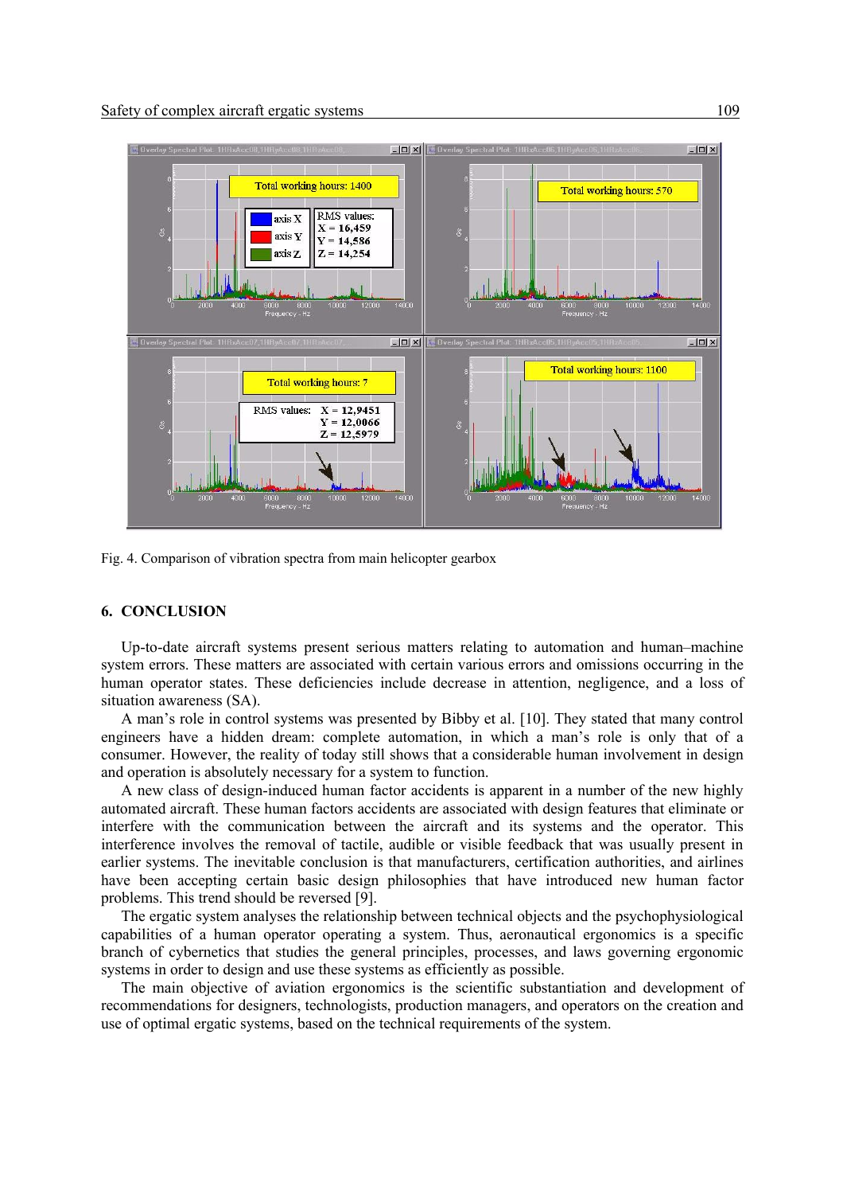Fig. 4. Comparison of vibration spectra from main helicopter gearbox

## 6. CONCLUSION

Up-to-date aircraft systems present serious matters relating to automation and human–machine system errors. These matters are associated with certain various errors and omissions occurring in the human operator states. These deficiencies include decrease in attention, negligence, and a loss of situation awareness (SA).

A man's role in control systems was presented by Bibby et al. [10]. They stated that many control engineers have a hidden dream: complete automation, in which a man's role is only that of a consumer. However, the reality of today still shows that a considerable human involvement in design and operation is absolutely necessary for a system to function.

A new class of design-induced human factor accidents is apparent in a number of the new highly automated aircraft. These human factors accidents are associated with design features that eliminate or interfere with the communication between the aircraft and its systems and the operator. This interference involves the removal of tactile, audible or visible feedback that was usually present in earlier systems. The inevitable conclusion is that manufacturers, certification authorities, and airlines have been accepting certain basic design philosophies that have introduced new human factor problems. This trend should be reversed [9].

The ergatic system analyses the relationship between technical objects and the psychophysiological capabilities of a human operator operating a system. Thus, aeronautical ergonomics is a specific branch of cybernetics that studies the general principles, processes, and laws governing ergonomic systems in order to design and use these systems as efficiently as possible.

The main objective of aviation ergonomics is the scientific substantiation and development of recommendations for designers, technologists, production managers, and operators on the creation and use of optimal ergatic systems, based on the technical requirements of the system.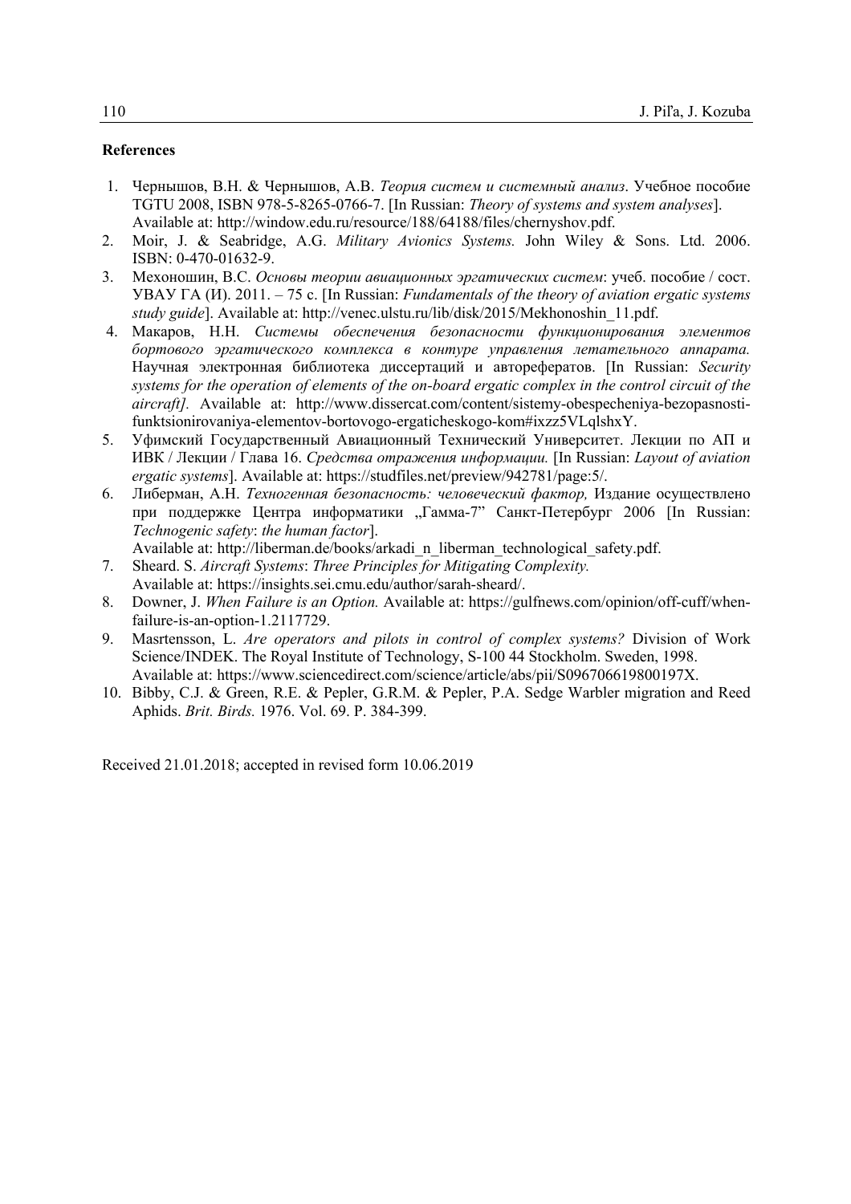**References**

1. Чернышов, В.Н. & Чернышов, А.В. *Теория систем и системный анализ*. Учебное пособие TGTU 2008, ISBN 978-5-8265-0766-7. [In Russian: *Theory of systems and system analyses*]. Available at: http://window.edu.ru/resource/188/64188/files/chernyshov.pdf.
2. Moir, J. & Seabridge, A.G. *Military Avionics Systems.* John Wiley & Sons. Ltd. 2006. ISBN: 0-470-01632-9.
3. Мехоношин, В.С. *Основы теории авиационных эргатических систем*: учеб. пособие / сост. УВАУ ГА (И). 2011. – 75 с. [In Russian: *Fundamentals of the theory of aviation ergatic systems study guide*]. Available at: http://venec.ulstu.ru/lib/disk/2015/Mekhonoshin_11.pdf.
4. Макаров, Н.Н. *Системы обеспечения безопасности функционирования элементов бортового эргатического комплекса в контуре управления летательного аппарата.* Научная электронная библиотека диссертаций и авторефератов. [In Russian: *Security systems for the operation of elements of the on-board ergatic complex in the control circuit of the aircraft].* Available at: http://www.dissercat.com/content/sistemy-obespecheniya-bezopasnosti-funktsionirovaniya-elementov-bortovogo-ergaticheskogo-kom#ixzz5VLqlshxY.
5. Уфимский Государственный Авиационный Технический Университет. Лекции по АП и ИВК / Лекции / Глава 16. *Средства отражения информации.* [In Russian: *Layout of aviation ergatic systems*]. Available at: https://studfiles.net/preview/942781/page:5/.
6. Либерман, А.Н. *Техногенная безопасность: человеческий фактор,* Издание осуществлено при поддержке Центра информатики „Гамма-7" Санкт-Петербург 2006 [In Russian: *Technogenic safety*: *the human factor*]. Available at: http://liberman.de/books/arkadi_n_liberman_technological_safety.pdf.
7. Sheard. S. *Aircraft Systems*: *Three Principles for Mitigating Complexity.* Available at: https://insights.sei.cmu.edu/author/sarah-sheard/.
8. Downer, J. *When Failure is an Option.* Available at: https://gulfnews.com/opinion/off-cuff/when-failure-is-an-option-1.2117729.
9. Masrtensson, L. *Are operators and pilots in control of complex systems?* Division of Work Science/INDEK. The Royal Institute of Technology, S-100 44 Stockholm. Sweden, 1998. Available at: https://www.sciencedirect.com/science/article/abs/pii/S096706619800197X.
10. Bibby, C.J. & Green, R.E. & Pepler, G.R.M. & Pepler, P.A. Sedge Warbler migration and Reed Aphids. *Brit. Birds.* 1976. Vol. 69. P. 384-399.

Received 21.01.2018; accepted in revised form 10.06.2019